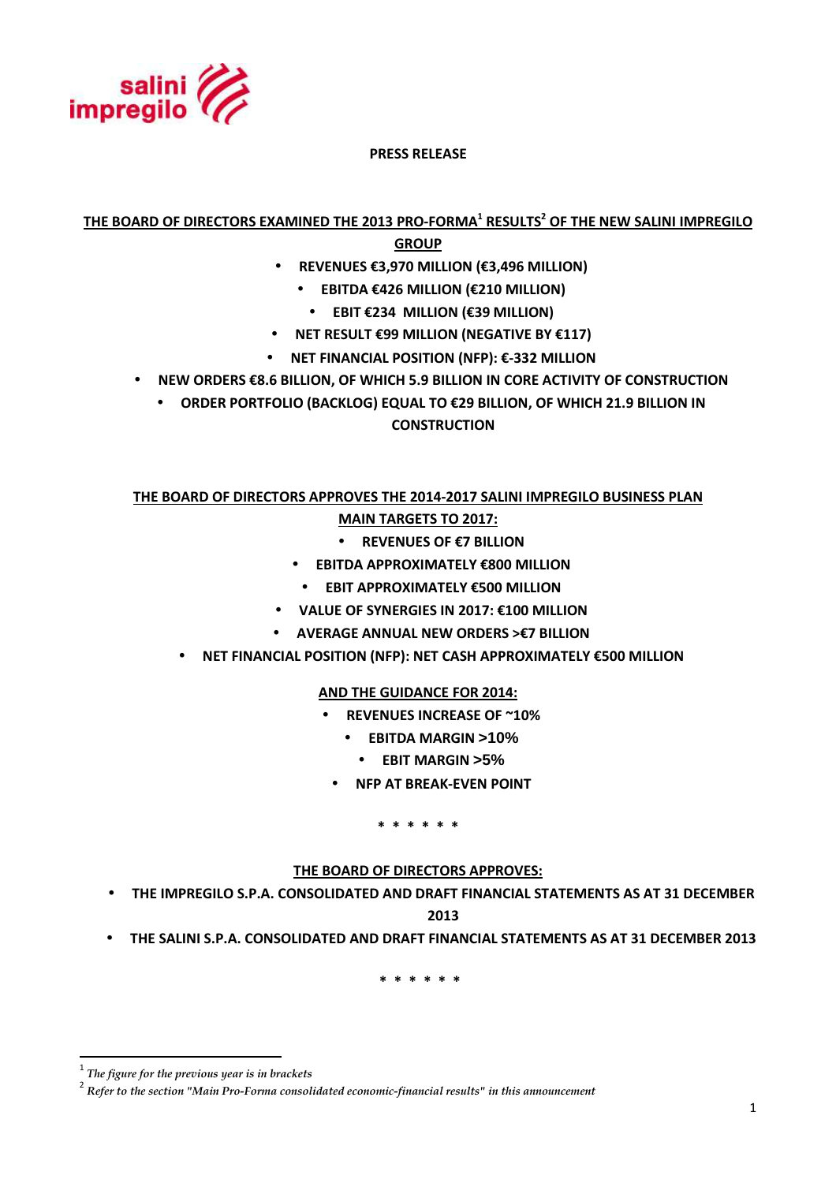**PRESS RELEASE**

## THE BOARD OF DIRECTORS EXAMINED THE 2013 PRO-FORMA[1] RESULTS[2] OF THE NEW SALINI IMPREGILO GROUP

- **REVENUES €3,970 MILLION (€3,496 MILLION)**
- **EBITDA €426 MILLION (€210 MILLION)**
- **EBIT €234 MILLION (€39 MILLION)**
- **NET RESULT €99 MILLION (NEGATIVE BY €117)**
- **NET FINANCIAL POSITION (NFP): €-332 MILLION**
- **NEW ORDERS €8.6 BILLION, OF WHICH 5.9 BILLION IN CORE ACTIVITY OF CONSTRUCTION**
- **ORDER PORTFOLIO (BACKLOG) EQUAL TO €29 BILLION, OF WHICH 21.9 BILLION IN CONSTRUCTION**

## THE BOARD OF DIRECTORS APPROVES THE 2014-2017 SALINI IMPREGILO BUSINESS PLAN MAIN TARGETS TO 2017:

- **REVENUES OF €7 BILLION**
- **EBITDA APPROXIMATELY €800 MILLION**
- **EBIT APPROXIMATELY €500 MILLION**
- **VALUE OF SYNERGIES IN 2017: €100 MILLION**
- **AVERAGE ANNUAL NEW ORDERS >€7 BILLION**
- **NET FINANCIAL POSITION (NFP): NET CASH APPROXIMATELY €500 MILLION**

**AND THE GUIDANCE FOR 2014:**

- **REVENUES INCREASE OF ~10%**
- **EBITDA MARGIN >10%**
- **EBIT MARGIN >5%**
- **NFP AT BREAK-EVEN POINT**

\* \* \* \* \* \*

**THE BOARD OF DIRECTORS APPROVES:**

- **THE IMPREGILO S.P.A. CONSOLIDATED AND DRAFT FINANCIAL STATEMENTS AS AT 31 DECEMBER 2013**
- **THE SALINI S.P.A. CONSOLIDATED AND DRAFT FINANCIAL STATEMENTS AS AT 31 DECEMBER 2013**

\* \* \* \* \* \*

[1] *The figure for the previous year is in brackets*

[2] *Refer to the section "Main Pro-Forma consolidated economic-financial results" in this announcement*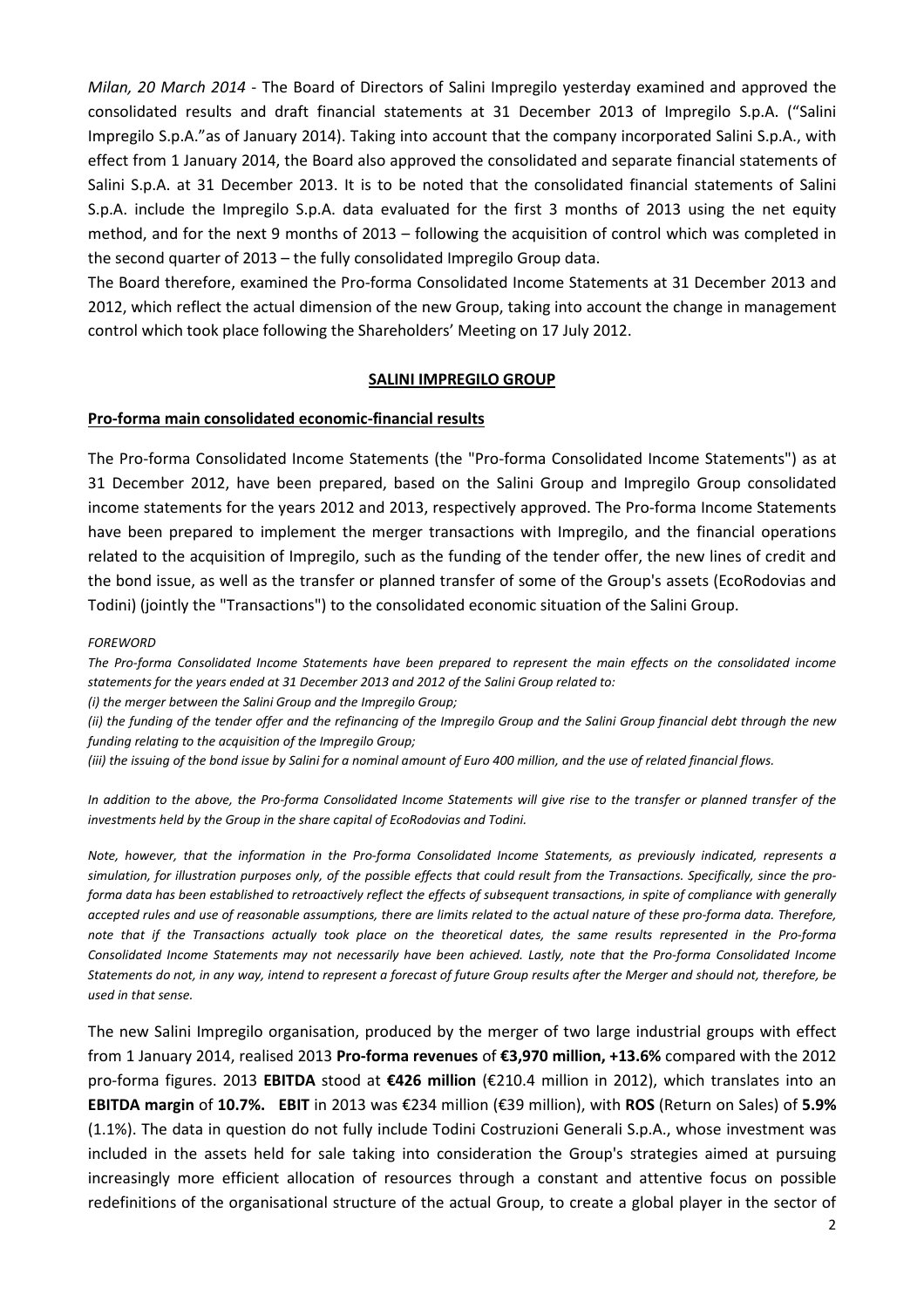*Milan, 20 March 2014* - The Board of Directors of Salini Impregilo yesterday examined and approved the consolidated results and draft financial statements at 31 December 2013 of Impregilo S.p.A. ("Salini Impregilo S.p.A."as of January 2014). Taking into account that the company incorporated Salini S.p.A., with effect from 1 January 2014, the Board also approved the consolidated and separate financial statements of Salini S.p.A. at 31 December 2013. It is to be noted that the consolidated financial statements of Salini S.p.A. include the Impregilo S.p.A. data evaluated for the first 3 months of 2013 using the net equity method, and for the next 9 months of 2013 – following the acquisition of control which was completed in the second quarter of 2013 – the fully consolidated Impregilo Group data.

The Board therefore, examined the Pro-forma Consolidated Income Statements at 31 December 2013 and 2012, which reflect the actual dimension of the new Group, taking into account the change in management control which took place following the Shareholders' Meeting on 17 July 2012.

## SALINI IMPREGILO GROUP

### Pro-forma main consolidated economic-financial results

The Pro-forma Consolidated Income Statements (the "Pro-forma Consolidated Income Statements") as at 31 December 2012, have been prepared, based on the Salini Group and Impregilo Group consolidated income statements for the years 2012 and 2013, respectively approved. The Pro-forma Income Statements have been prepared to implement the merger transactions with Impregilo, and the financial operations related to the acquisition of Impregilo, such as the funding of the tender offer, the new lines of credit and the bond issue, as well as the transfer or planned transfer of some of the Group's assets (EcoRodovias and Todini) (jointly the "Transactions") to the consolidated economic situation of the Salini Group.

*FOREWORD*

*The Pro-forma Consolidated Income Statements have been prepared to represent the main effects on the consolidated income statements for the years ended at 31 December 2013 and 2012 of the Salini Group related to:*

*(i) the merger between the Salini Group and the Impregilo Group;*

*(ii) the funding of the tender offer and the refinancing of the Impregilo Group and the Salini Group financial debt through the new funding relating to the acquisition of the Impregilo Group;*

*(iii) the issuing of the bond issue by Salini for a nominal amount of Euro 400 million, and the use of related financial flows.*

*In addition to the above, the Pro-forma Consolidated Income Statements will give rise to the transfer or planned transfer of the investments held by the Group in the share capital of EcoRodovias and Todini.*

*Note, however, that the information in the Pro-forma Consolidated Income Statements, as previously indicated, represents a simulation, for illustration purposes only, of the possible effects that could result from the Transactions. Specifically, since the pro-forma data has been established to retroactively reflect the effects of subsequent transactions, in spite of compliance with generally accepted rules and use of reasonable assumptions, there are limits related to the actual nature of these pro-forma data. Therefore, note that if the Transactions actually took place on the theoretical dates, the same results represented in the Pro-forma Consolidated Income Statements may not necessarily have been achieved. Lastly, note that the Pro-forma Consolidated Income Statements do not, in any way, intend to represent a forecast of future Group results after the Merger and should not, therefore, be used in that sense.*

The new Salini Impregilo organisation, produced by the merger of two large industrial groups with effect from 1 January 2014, realised 2013 **Pro-forma revenues** of **€3,970 million, +13.6%** compared with the 2012 pro-forma figures. 2013 **EBITDA** stood at **€426 million** (€210.4 million in 2012), which translates into an **EBITDA margin** of **10.7%. EBIT** in 2013 was €234 million (€39 million), with **ROS** (Return on Sales) of **5.9%** (1.1%). The data in question do not fully include Todini Costruzioni Generali S.p.A., whose investment was included in the assets held for sale taking into consideration the Group's strategies aimed at pursuing increasingly more efficient allocation of resources through a constant and attentive focus on possible redefinitions of the organisational structure of the actual Group, to create a global player in the sector of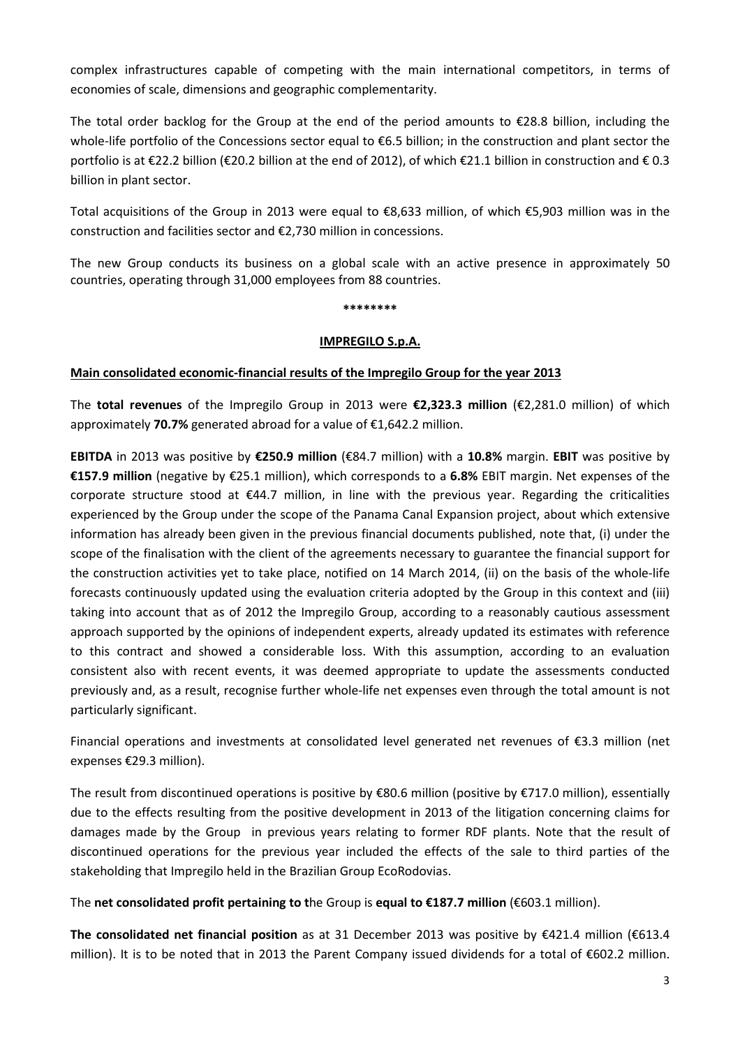complex infrastructures capable of competing with the main international competitors, in terms of economies of scale, dimensions and geographic complementarity.

The total order backlog for the Group at the end of the period amounts to €28.8 billion, including the whole-life portfolio of the Concessions sector equal to €6.5 billion; in the construction and plant sector the portfolio is at €22.2 billion (€20.2 billion at the end of 2012), of which €21.1 billion in construction and € 0.3 billion in plant sector.

Total acquisitions of the Group in 2013 were equal to €8,633 million, of which €5,903 million was in the construction and facilities sector and €2,730 million in concessions.

The new Group conducts its business on a global scale with an active presence in approximately 50 countries, operating through 31,000 employees from 88 countries.

********

**IMPREGILO S.p.A.**

**Main consolidated economic-financial results of the Impregilo Group for the year 2013**

The **total revenues** of the Impregilo Group in 2013 were **€2,323.3 million** (€2,281.0 million) of which approximately **70.7%** generated abroad for a value of €1,642.2 million.

**EBITDA** in 2013 was positive by **€250.9 million** (€84.7 million) with a **10.8%** margin. **EBIT** was positive by **€157.9 million** (negative by €25.1 million), which corresponds to a **6.8%** EBIT margin. Net expenses of the corporate structure stood at €44.7 million, in line with the previous year. Regarding the criticalities experienced by the Group under the scope of the Panama Canal Expansion project, about which extensive information has already been given in the previous financial documents published, note that, (i) under the scope of the finalisation with the client of the agreements necessary to guarantee the financial support for the construction activities yet to take place, notified on 14 March 2014, (ii) on the basis of the whole-life forecasts continuously updated using the evaluation criteria adopted by the Group in this context and (iii) taking into account that as of 2012 the Impregilo Group, according to a reasonably cautious assessment approach supported by the opinions of independent experts, already updated its estimates with reference to this contract and showed a considerable loss. With this assumption, according to an evaluation consistent also with recent events, it was deemed appropriate to update the assessments conducted previously and, as a result, recognise further whole-life net expenses even through the total amount is not particularly significant.

Financial operations and investments at consolidated level generated net revenues of €3.3 million (net expenses €29.3 million).

The result from discontinued operations is positive by €80.6 million (positive by €717.0 million), essentially due to the effects resulting from the positive development in 2013 of the litigation concerning claims for damages made by the Group in previous years relating to former RDF plants. Note that the result of discontinued operations for the previous year included the effects of the sale to third parties of the stakeholding that Impregilo held in the Brazilian Group EcoRodovias.

The **net consolidated profit pertaining to t**he Group is **equal to €187.7 million** (€603.1 million).

**The consolidated net financial position** as at 31 December 2013 was positive by €421.4 million (€613.4 million). It is to be noted that in 2013 the Parent Company issued dividends for a total of €602.2 million.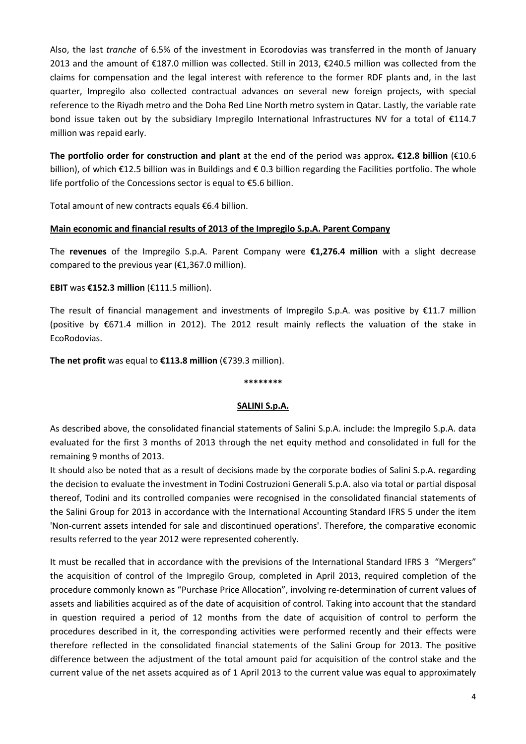Also, the last *tranche* of 6.5% of the investment in Ecorodovias was transferred in the month of January 2013 and the amount of €187.0 million was collected. Still in 2013, €240.5 million was collected from the claims for compensation and the legal interest with reference to the former RDF plants and, in the last quarter, Impregilo also collected contractual advances on several new foreign projects, with special reference to the Riyadh metro and the Doha Red Line North metro system in Qatar. Lastly, the variable rate bond issue taken out by the subsidiary Impregilo International Infrastructures NV for a total of €114.7 million was repaid early.

**The portfolio order for construction and plant** at the end of the period was approx**. €12.8 billion** (€10.6 billion), of which €12.5 billion was in Buildings and € 0.3 billion regarding the Facilities portfolio. The whole life portfolio of the Concessions sector is equal to €5.6 billion.

Total amount of new contracts equals €6.4 billion.

**Main economic and financial results of 2013 of the Impregilo S.p.A. Parent Company**

The **revenues** of the Impregilo S.p.A. Parent Company were **€1,276.4 million** with a slight decrease compared to the previous year (€1,367.0 million).

**EBIT** was **€152.3 million** (€111.5 million).

The result of financial management and investments of Impregilo S.p.A. was positive by €11.7 million (positive by €671.4 million in 2012). The 2012 result mainly reflects the valuation of the stake in EcoRodovias.

**The net profit** was equal to **€113.8 million** (€739.3 million).

********

**SALINI S.p.A.**

As described above, the consolidated financial statements of Salini S.p.A. include: the Impregilo S.p.A. data evaluated for the first 3 months of 2013 through the net equity method and consolidated in full for the remaining 9 months of 2013.

It should also be noted that as a result of decisions made by the corporate bodies of Salini S.p.A. regarding the decision to evaluate the investment in Todini Costruzioni Generali S.p.A. also via total or partial disposal thereof, Todini and its controlled companies were recognised in the consolidated financial statements of the Salini Group for 2013 in accordance with the International Accounting Standard IFRS 5 under the item 'Non-current assets intended for sale and discontinued operations'. Therefore, the comparative economic results referred to the year 2012 were represented coherently.

It must be recalled that in accordance with the previsions of the International Standard IFRS 3 "Mergers" the acquisition of control of the Impregilo Group, completed in April 2013, required completion of the procedure commonly known as "Purchase Price Allocation", involving re-determination of current values of assets and liabilities acquired as of the date of acquisition of control. Taking into account that the standard in question required a period of 12 months from the date of acquisition of control to perform the procedures described in it, the corresponding activities were performed recently and their effects were therefore reflected in the consolidated financial statements of the Salini Group for 2013. The positive difference between the adjustment of the total amount paid for acquisition of the control stake and the current value of the net assets acquired as of 1 April 2013 to the current value was equal to approximately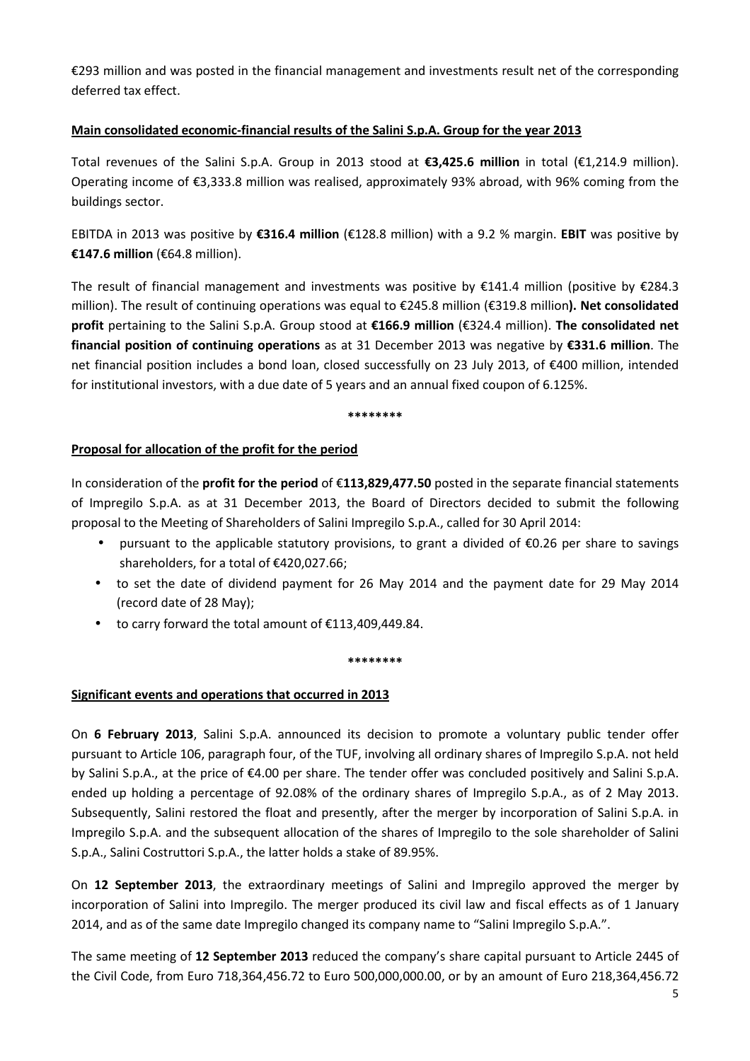€293 million and was posted in the financial management and investments result net of the corresponding deferred tax effect.

**Main consolidated economic-financial results of the Salini S.p.A. Group for the year 2013**

Total revenues of the Salini S.p.A. Group in 2013 stood at **€3,425.6 million** in total (€1,214.9 million). Operating income of €3,333.8 million was realised, approximately 93% abroad, with 96% coming from the buildings sector.

EBITDA in 2013 was positive by **€316.4 million** (€128.8 million) with a 9.2 % margin. **EBIT** was positive by **€147.6 million** (€64.8 million).

The result of financial management and investments was positive by €141.4 million (positive by €284.3 million). The result of continuing operations was equal to €245.8 million (€319.8 million**). Net consolidated profit** pertaining to the Salini S.p.A. Group stood at **€166.9 million** (€324.4 million). **The consolidated net financial position of continuing operations** as at 31 December 2013 was negative by **€331.6 million**. The net financial position includes a bond loan, closed successfully on 23 July 2013, of €400 million, intended for institutional investors, with a due date of 5 years and an annual fixed coupon of 6.125%.

\*\*\*\*\*\*\*\*

**Proposal for allocation of the profit for the period**

In consideration of the **profit for the period** of €**113,829,477.50** posted in the separate financial statements of Impregilo S.p.A. as at 31 December 2013, the Board of Directors decided to submit the following proposal to the Meeting of Shareholders of Salini Impregilo S.p.A., called for 30 April 2014:

- pursuant to the applicable statutory provisions, to grant a divided of €0.26 per share to savings shareholders, for a total of €420,027.66;
- to set the date of dividend payment for 26 May 2014 and the payment date for 29 May 2014 (record date of 28 May);
- to carry forward the total amount of €113,409,449.84.

\*\*\*\*\*\*\*\*

**Significant events and operations that occurred in 2013**

On **6 February 2013**, Salini S.p.A. announced its decision to promote a voluntary public tender offer pursuant to Article 106, paragraph four, of the TUF, involving all ordinary shares of Impregilo S.p.A. not held by Salini S.p.A., at the price of €4.00 per share. The tender offer was concluded positively and Salini S.p.A. ended up holding a percentage of 92.08% of the ordinary shares of Impregilo S.p.A., as of 2 May 2013. Subsequently, Salini restored the float and presently, after the merger by incorporation of Salini S.p.A. in Impregilo S.p.A. and the subsequent allocation of the shares of Impregilo to the sole shareholder of Salini S.p.A., Salini Costruttori S.p.A., the latter holds a stake of 89.95%.

On **12 September 2013**, the extraordinary meetings of Salini and Impregilo approved the merger by incorporation of Salini into Impregilo. The merger produced its civil law and fiscal effects as of 1 January 2014, and as of the same date Impregilo changed its company name to "Salini Impregilo S.p.A.".

The same meeting of **12 September 2013** reduced the company's share capital pursuant to Article 2445 of the Civil Code, from Euro 718,364,456.72 to Euro 500,000,000.00, or by an amount of Euro 218,364,456.72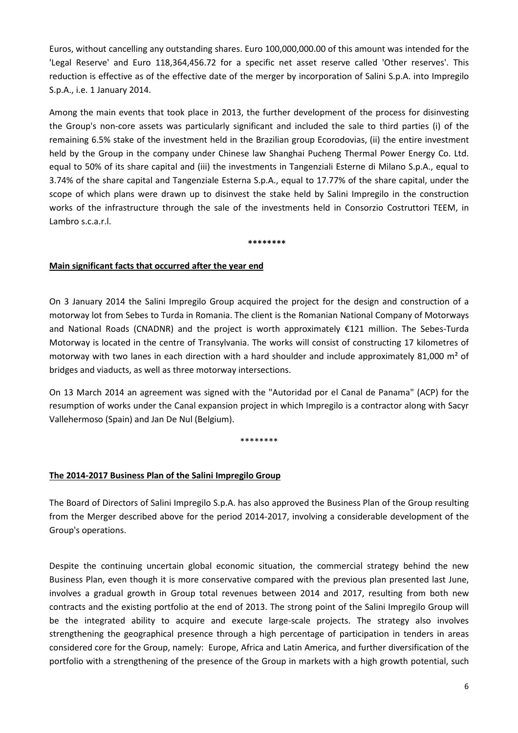Euros, without cancelling any outstanding shares. Euro 100,000,000.00 of this amount was intended for the 'Legal Reserve' and Euro 118,364,456.72 for a specific net asset reserve called 'Other reserves'. This reduction is effective as of the effective date of the merger by incorporation of Salini S.p.A. into Impregilo S.p.A., i.e. 1 January 2014.

Among the main events that took place in 2013, the further development of the process for disinvesting the Group's non-core assets was particularly significant and included the sale to third parties (i) of the remaining 6.5% stake of the investment held in the Brazilian group Ecorodovias, (ii) the entire investment held by the Group in the company under Chinese law Shanghai Pucheng Thermal Power Energy Co. Ltd. equal to 50% of its share capital and (iii) the investments in Tangenziali Esterne di Milano S.p.A., equal to 3.74% of the share capital and Tangenziale Esterna S.p.A., equal to 17.77% of the share capital, under the scope of which plans were drawn up to disinvest the stake held by Salini Impregilo in the construction works of the infrastructure through the sale of the investments held in Consorzio Costruttori TEEM, in Lambro s.c.a.r.l.

**\*\*\*\*\*\*\*\***

**Main significant facts that occurred after the year end**

On 3 January 2014 the Salini Impregilo Group acquired the project for the design and construction of a motorway lot from Sebes to Turda in Romania. The client is the Romanian National Company of Motorways and National Roads (CNADNR) and the project is worth approximately €121 million. The Sebes-Turda Motorway is located in the centre of Transylvania. The works will consist of constructing 17 kilometres of motorway with two lanes in each direction with a hard shoulder and include approximately 81,000 m² of bridges and viaducts, as well as three motorway intersections.

On 13 March 2014 an agreement was signed with the "Autoridad por el Canal de Panama" (ACP) for the resumption of works under the Canal expansion project in which Impregilo is a contractor along with Sacyr Vallehermoso (Spain) and Jan De Nul (Belgium).

\*\*\*\*\*\*\*\*

**The 2014-2017 Business Plan of the Salini Impregilo Group**

The Board of Directors of Salini Impregilo S.p.A. has also approved the Business Plan of the Group resulting from the Merger described above for the period 2014-2017, involving a considerable development of the Group's operations.

Despite the continuing uncertain global economic situation, the commercial strategy behind the new Business Plan, even though it is more conservative compared with the previous plan presented last June, involves a gradual growth in Group total revenues between 2014 and 2017, resulting from both new contracts and the existing portfolio at the end of 2013. The strong point of the Salini Impregilo Group will be the integrated ability to acquire and execute large-scale projects. The strategy also involves strengthening the geographical presence through a high percentage of participation in tenders in areas considered core for the Group, namely: Europe, Africa and Latin America, and further diversification of the portfolio with a strengthening of the presence of the Group in markets with a high growth potential, such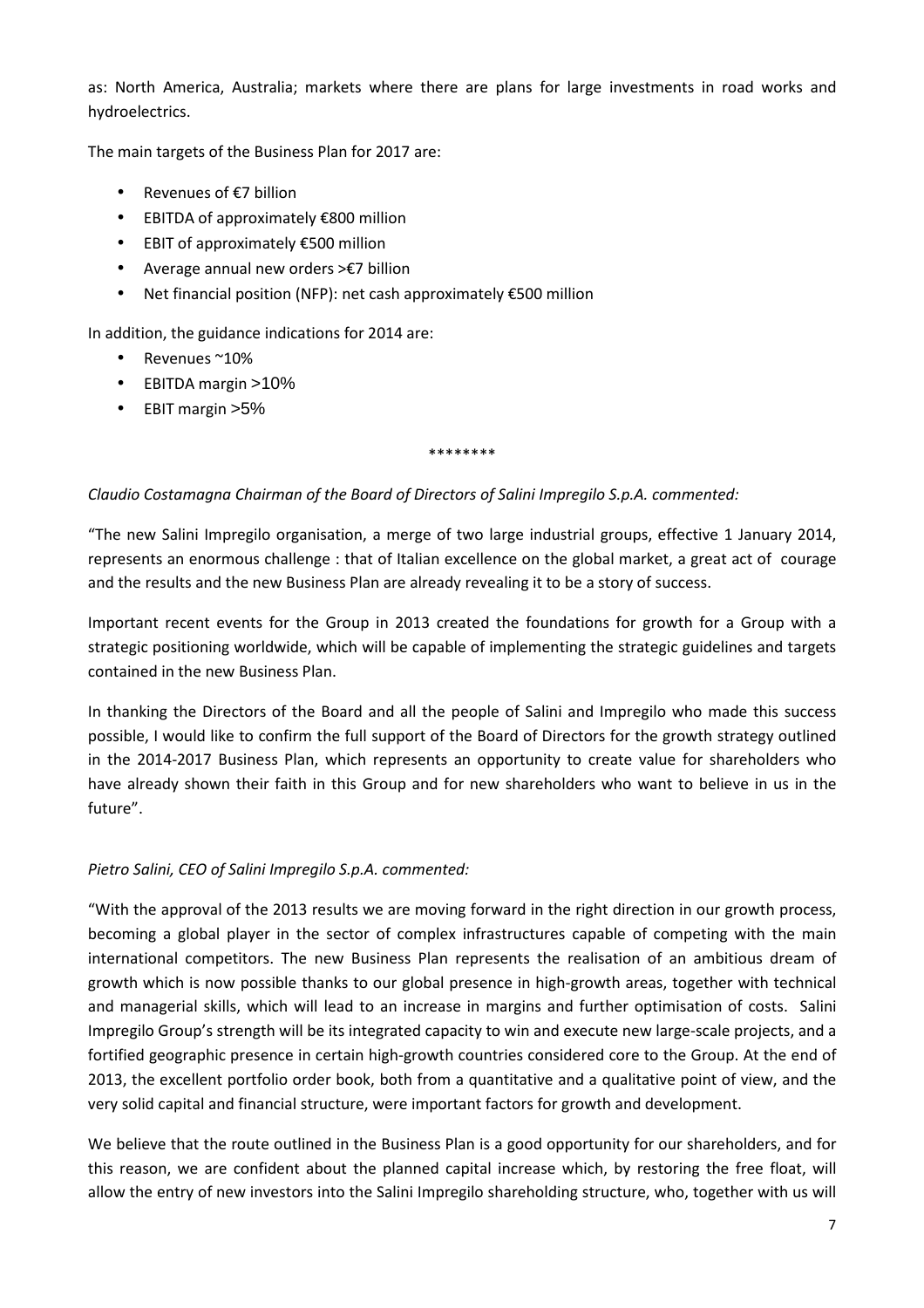as: North America, Australia; markets where there are plans for large investments in road works and hydroelectrics.

The main targets of the Business Plan for 2017 are:

- Revenues of €7 billion
- EBITDA of approximately €800 million
- EBIT of approximately €500 million
- Average annual new orders >€7 billion
- Net financial position (NFP): net cash approximately €500 million

In addition, the guidance indications for 2014 are:

- Revenues ~10%
- EBITDA margin >10%
- EBIT margin >5%

********

*Claudio Costamagna Chairman of the Board of Directors of Salini Impregilo S.p.A. commented:*

"The new Salini Impregilo organisation, a merge of two large industrial groups, effective 1 January 2014, represents an enormous challenge : that of Italian excellence on the global market, a great act of courage and the results and the new Business Plan are already revealing it to be a story of success.

Important recent events for the Group in 2013 created the foundations for growth for a Group with a strategic positioning worldwide, which will be capable of implementing the strategic guidelines and targets contained in the new Business Plan.

In thanking the Directors of the Board and all the people of Salini and Impregilo who made this success possible, I would like to confirm the full support of the Board of Directors for the growth strategy outlined in the 2014-2017 Business Plan, which represents an opportunity to create value for shareholders who have already shown their faith in this Group and for new shareholders who want to believe in us in the future".

*Pietro Salini, CEO of Salini Impregilo S.p.A. commented:*

"With the approval of the 2013 results we are moving forward in the right direction in our growth process, becoming a global player in the sector of complex infrastructures capable of competing with the main international competitors. The new Business Plan represents the realisation of an ambitious dream of growth which is now possible thanks to our global presence in high-growth areas, together with technical and managerial skills, which will lead to an increase in margins and further optimisation of costs. Salini Impregilo Group's strength will be its integrated capacity to win and execute new large-scale projects, and a fortified geographic presence in certain high-growth countries considered core to the Group. At the end of 2013, the excellent portfolio order book, both from a quantitative and a qualitative point of view, and the very solid capital and financial structure, were important factors for growth and development.

We believe that the route outlined in the Business Plan is a good opportunity for our shareholders, and for this reason, we are confident about the planned capital increase which, by restoring the free float, will allow the entry of new investors into the Salini Impregilo shareholding structure, who, together with us will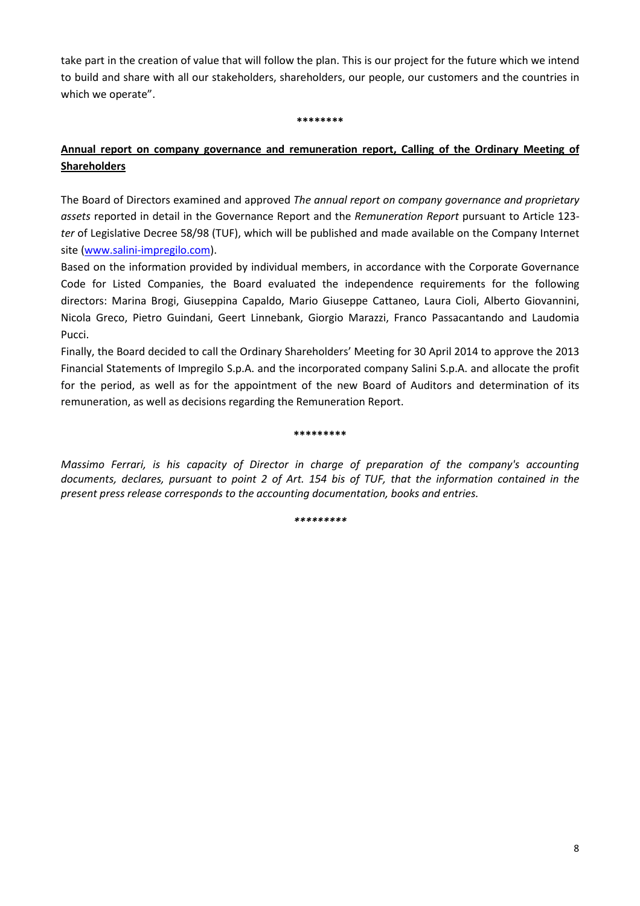take part in the creation of value that will follow the plan. This is our project for the future which we intend to build and share with all our stakeholders, shareholders, our people, our customers and the countries in which we operate".

********

**Annual report on company governance and remuneration report, Calling of the Ordinary Meeting of Shareholders**

The Board of Directors examined and approved *The annual report on company governance and proprietary assets* reported in detail in the Governance Report and the *Remuneration Report* pursuant to Article 123-*ter* of Legislative Decree 58/98 (TUF), which will be published and made available on the Company Internet site (www.salini-impregilo.com).

Based on the information provided by individual members, in accordance with the Corporate Governance Code for Listed Companies, the Board evaluated the independence requirements for the following directors: Marina Brogi, Giuseppina Capaldo, Mario Giuseppe Cattaneo, Laura Cioli, Alberto Giovannini, Nicola Greco, Pietro Guindani, Geert Linnebank, Giorgio Marazzi, Franco Passacantando and Laudomia Pucci.

Finally, the Board decided to call the Ordinary Shareholders' Meeting for 30 April 2014 to approve the 2013 Financial Statements of Impregilo S.p.A. and the incorporated company Salini S.p.A. and allocate the profit for the period, as well as for the appointment of the new Board of Auditors and determination of its remuneration, as well as decisions regarding the Remuneration Report.

*********

*Massimo Ferrari, is his capacity of Director in charge of preparation of the company's accounting documents, declares, pursuant to point 2 of Art. 154 bis of TUF, that the information contained in the present press release corresponds to the accounting documentation, books and entries.*

*********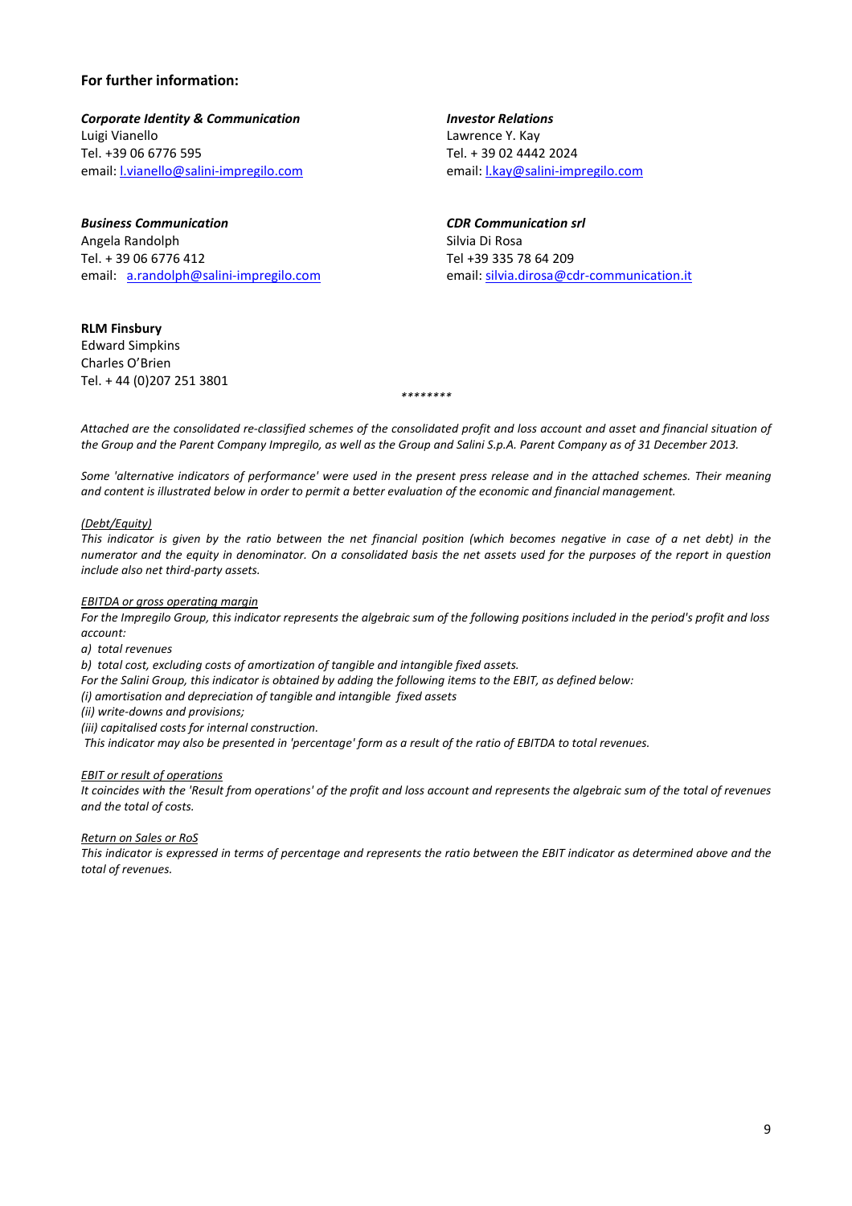## For further information:

***Corporate Identity & Communication***
Luigi Vianello
Tel. +39 06 6776 595
email: l.vianello@salini-impregilo.com

***Investor Relations***
Lawrence Y. Kay
Tel. + 39 02 4442 2024
email: l.kay@salini-impregilo.com

***Business Communication***
Angela Randolph
Tel. + 39 06 6776 412
email: a.randolph@salini-impregilo.com

***CDR Communication srl***
Silvia Di Rosa
Tel +39 335 78 64 209
email: silvia.dirosa@cdr-communication.it

**RLM Finsbury**
Edward Simpkins
Charles O'Brien
Tel. + 44 (0)207 251 3801

*\*\*\*\*\*\*\*\**

*Attached are the consolidated re-classified schemes of the consolidated profit and loss account and asset and financial situation of the Group and the Parent Company Impregilo, as well as the Group and Salini S.p.A. Parent Company as of 31 December 2013.*

*Some 'alternative indicators of performance' were used in the present press release and in the attached schemes. Their meaning and content is illustrated below in order to permit a better evaluation of the economic and financial management.*

*(Debt/Equity)*
*This indicator is given by the ratio between the net financial position (which becomes negative in case of a net debt) in the numerator and the equity in denominator. On a consolidated basis the net assets used for the purposes of the report in question include also net third-party assets.*

*EBITDA or gross operating margin*
*For the Impregilo Group, this indicator represents the algebraic sum of the following positions included in the period's profit and loss account:*
*a) total revenues*
*b) total cost, excluding costs of amortization of tangible and intangible fixed assets.*
*For the Salini Group, this indicator is obtained by adding the following items to the EBIT, as defined below:*
*(i) amortisation and depreciation of tangible and intangible fixed assets*
*(ii) write-downs and provisions;*
*(iii) capitalised costs for internal construction.*
*This indicator may also be presented in 'percentage' form as a result of the ratio of EBITDA to total revenues.*

*EBIT or result of operations*
*It coincides with the 'Result from operations' of the profit and loss account and represents the algebraic sum of the total of revenues and the total of costs.*

*Return on Sales or RoS*
*This indicator is expressed in terms of percentage and represents the ratio between the EBIT indicator as determined above and the total of revenues.*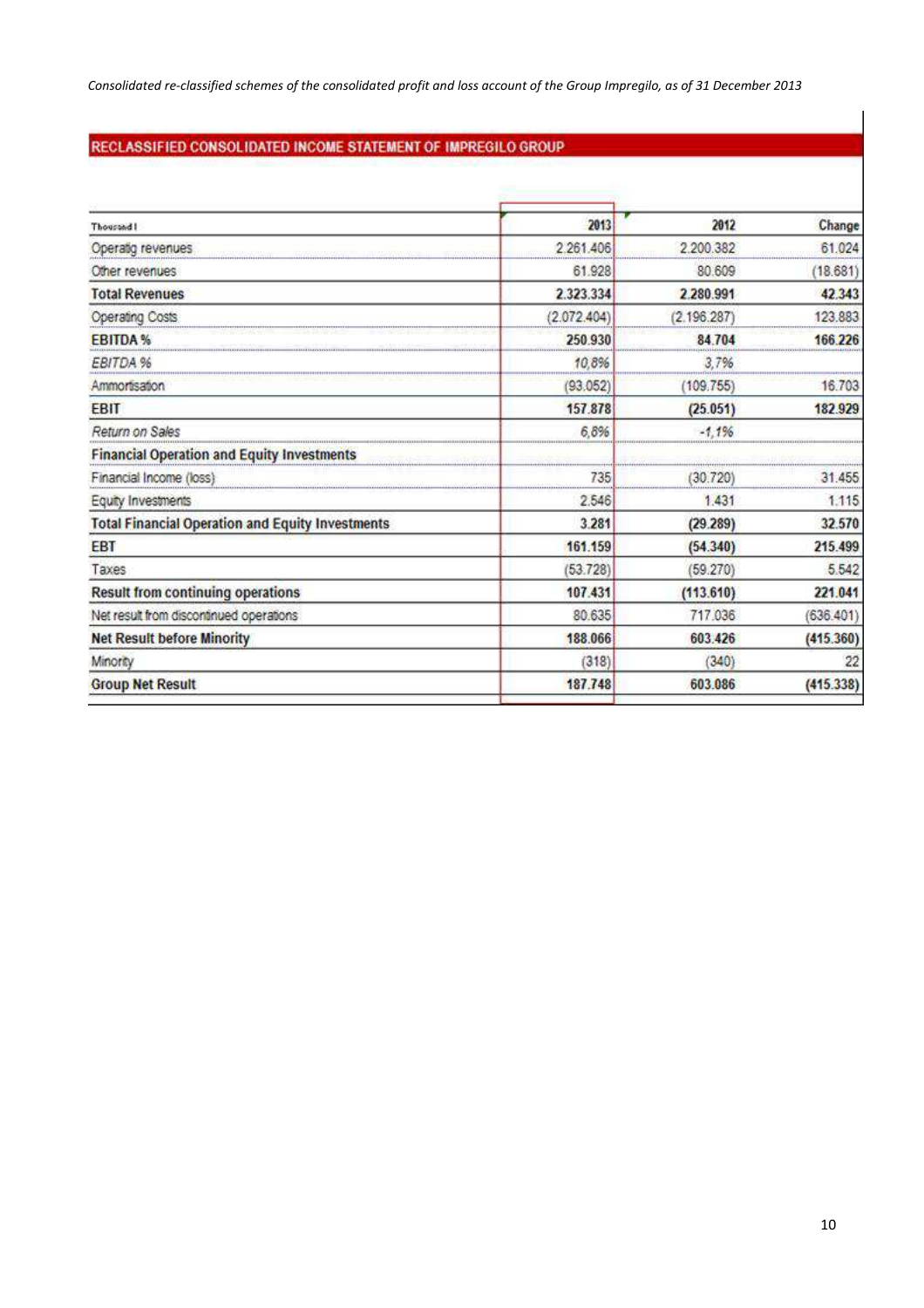*Consolidated re-classified schemes of the consolidated profit and loss account of the Group Impregilo, as of 31 December 2013*

## RECLASSIFIED CONSOLIDATED INCOME STATEMENT OF IMPREGILO GROUP

| Thousand I | 2013 | 2012 | Change |
|---|---|---|---|
| Operatig revenues | 2.261.406 | 2.200.382 | 61.024 |
| Other revenues | 61.928 | 80.609 | (18.681) |
| **Total Revenues** | **2.323.334** | **2.280.991** | **42.343** |
| Operating Costs | (2.072.404) | (2.196.287) | 123.883 |
| **EBITDA %** | **250.930** | **84.704** | **166.226** |
| *EBITDA %* | *10,8%* | *3,7%* | |
| Ammortisation | (93.052) | (109.755) | 16.703 |
| **EBIT** | **157.878** | **(25.051)** | **182.929** |
| *Return on Sales* | *6,8%* | *-1,1%* | |
| **Financial Operation and Equity Investments** | | | |
| Financial Income (loss) | 735 | (30.720) | 31.455 |
| Equity Investments | 2.546 | 1.431 | 1.115 |
| **Total Financial Operation and Equity Investments** | **3.281** | **(29.289)** | **32.570** |
| **EBT** | **161.159** | **(54.340)** | **215.499** |
| Taxes | (53.728) | (59.270) | 5.542 |
| **Result from continuing operations** | **107.431** | **(113.610)** | **221.041** |
| Net result from discontinued operations | 80.635 | 717.036 | (636.401) |
| **Net Result before Minority** | **188.066** | **603.426** | **(415.360)** |
| Minority | (318) | (340) | 22 |
| **Group Net Result** | **187.748** | **603.086** | **(415.338)** |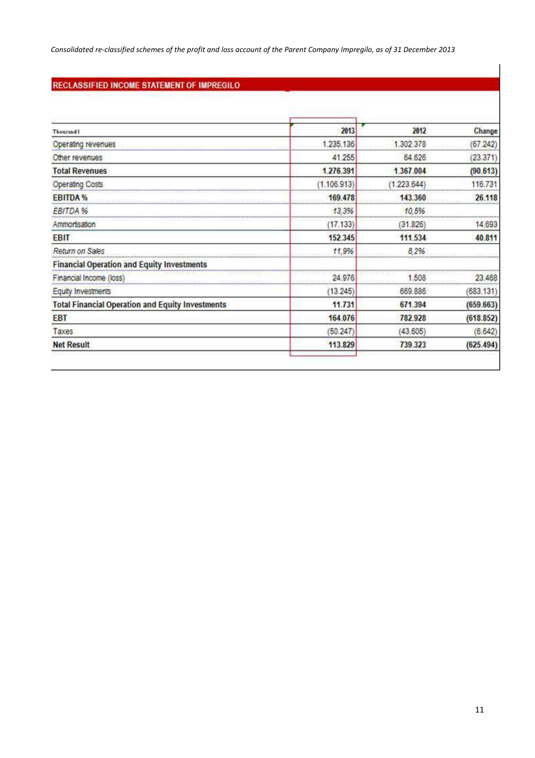*Consolidated re-classified schemes of the profit and loss account of the Parent Company Impregilo, as of 31 December 2013*

## RECLASSIFIED INCOME STATEMENT OF IMPREGILO

| Thousand I | 2013 | 2012 | Change |
|---|---|---|---|
| Operating revenues | 1.235.136 | 1.302.378 | (67.242) |
| Other revenues | 41.255 | 64.626 | (23.371) |
| **Total Revenues** | **1.276.391** | **1.367.004** | **(90.613)** |
| Operating Costs | (1.106.913) | (1.223.644) | 116.731 |
| **EBITDA %** | **169.478** | **143.360** | **26.118** |
| *EBITDA %* | *13,3%* | *10,5%* | |
| Ammortisation | (17.133) | (31.826) | 14.693 |
| **EBIT** | **152.345** | **111.534** | **40.811** |
| *Return on Sales* | *11,9%* | *8,2%* | |
| **Financial Operation and Equity Investments** | | | |
| Financial Income (loss) | 24.976 | 1.508 | 23.468 |
| Equity Investments | (13.245) | 669.886 | (683.131) |
| **Total Financial Operation and Equity Investments** | **11.731** | **671.394** | **(659.663)** |
| **EBT** | **164.076** | **782.928** | **(618.852)** |
| Taxes | (50.247) | (43.605) | (6.642) |
| **Net Result** | **113.829** | **739.323** | **(625.494)** |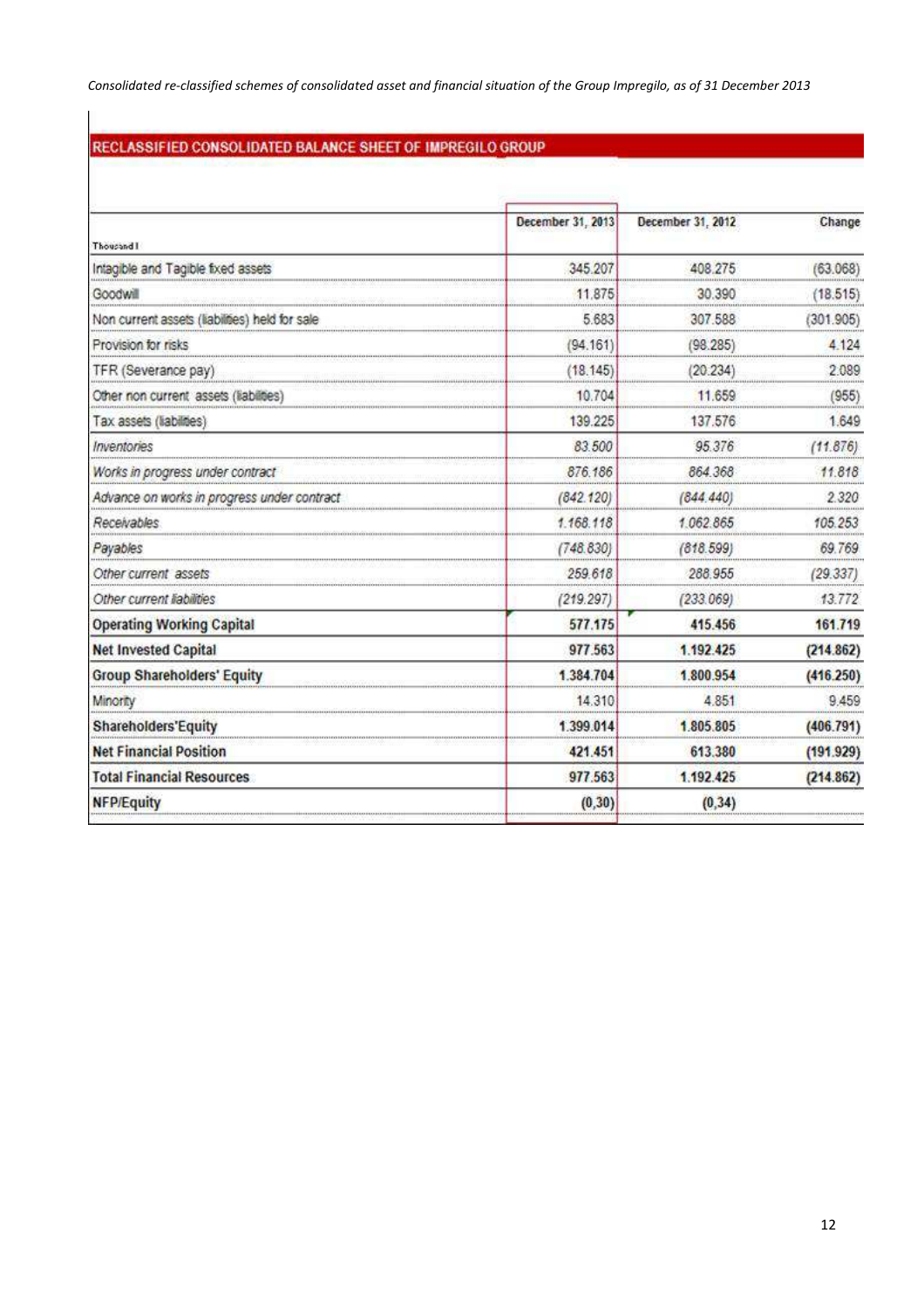*Consolidated re-classified schemes of consolidated asset and financial situation of the Group Impregilo, as of 31 December 2013*

## RECLASSIFIED CONSOLIDATED BALANCE SHEET OF IMPREGILO GROUP

| Thousand I | December 31, 2013 | December 31, 2012 | Change |
|---|---|---|---|
| Intagible and Tagible fixed assets | 345.207 | 408.275 | (63.068) |
| Goodwill | 11.875 | 30.390 | (18.515) |
| Non current assets (liabilities) held for sale | 5.683 | 307.588 | (301.905) |
| Provision for risks | (94.161) | (98.285) | 4.124 |
| TFR (Severance pay) | (18.145) | (20.234) | 2.089 |
| Other non current assets (liabilities) | 10.704 | 11.659 | (955) |
| Tax assets (liabilities) | 139.225 | 137.576 | 1.649 |
| *Inventories* | *83.500* | *95.376* | *(11.876)* |
| *Works in progress under contract* | *876.186* | *864.368* | *11.818* |
| *Advance on works in progress under contract* | *(842.120)* | *(844.440)* | *2.320* |
| *Receivables* | *1.168.118* | *1.062.865* | *105.253* |
| *Payables* | *(748.830)* | *(818.599)* | *69.769* |
| *Other current assets* | *259.618* | *288.955* | *(29.337)* |
| *Other current liabilities* | *(219.297)* | *(233.069)* | *13.772* |
| **Operating Working Capital** | **577.175** | **415.456** | **161.719** |
| **Net Invested Capital** | **977.563** | **1.192.425** | **(214.862)** |
| **Group Shareholders' Equity** | **1.384.704** | **1.800.954** | **(416.250)** |
| Minority | 14.310 | 4.851 | 9.459 |
| **Shareholders'Equity** | **1.399.014** | **1.805.805** | **(406.791)** |
| **Net Financial Position** | **421.451** | **613.380** | **(191.929)** |
| **Total Financial Resources** | **977.563** | **1.192.425** | **(214.862)** |
| **NFP/Equity** | **(0,30)** | **(0,34)** | |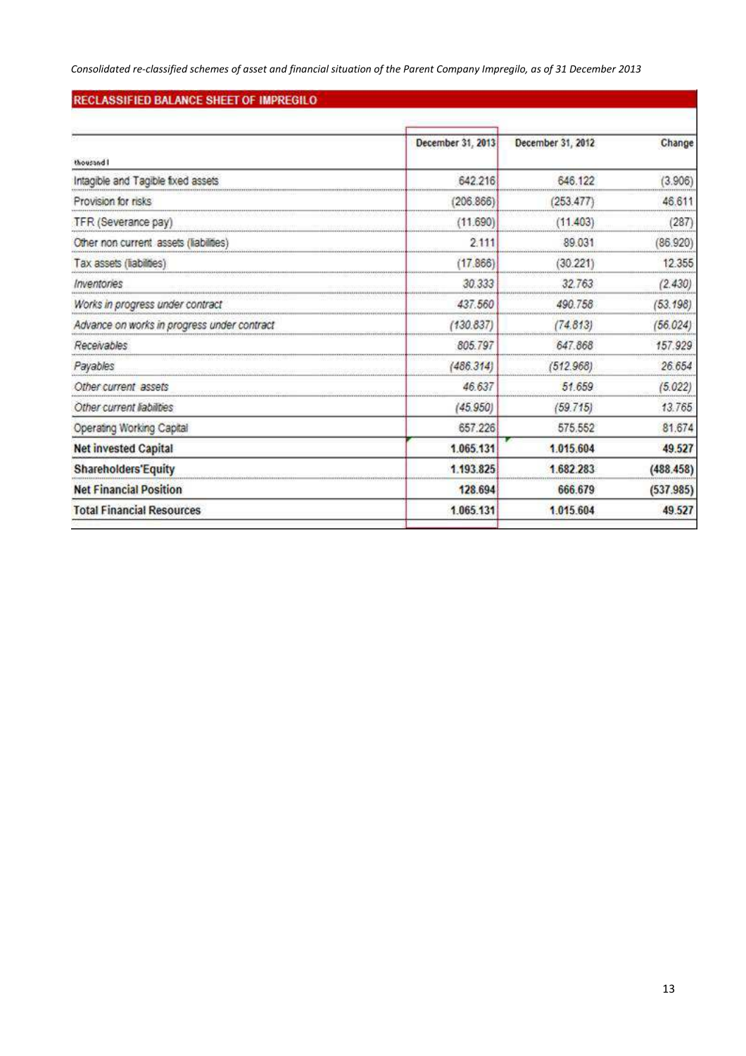*Consolidated re-classified schemes of asset and financial situation of the Parent Company Impregilo, as of 31 December 2013*

**RECLASSIFIED BALANCE SHEET OF IMPREGILO**

| thousand | December 31, 2013 | December 31, 2012 | Change |
|---|---|---|---|
| Intagible and Tagible fixed assets | 642.216 | 646.122 | (3.906) |
| Provision for risks | (206.866) | (253.477) | 46.611 |
| TFR (Severance pay) | (11.690) | (11.403) | (287) |
| Other non current assets (liabilities) | 2.111 | 89.031 | (86.920) |
| Tax assets (liabilities) | (17.866) | (30.221) | 12.355 |
| *Inventories* | *30.333* | *32.763* | *(2.430)* |
| *Works in progress under contract* | *437.560* | *490.758* | *(53.198)* |
| *Advance on works in progress under contract* | *(130.837)* | *(74.813)* | *(56.024)* |
| *Receivables* | *805.797* | *647.868* | *157.929* |
| *Payables* | *(486.314)* | *(512.968)* | *26.654* |
| *Other current assets* | *46.637* | *51.659* | *(5.022)* |
| *Other current liabilities* | *(45.950)* | *(59.715)* | *13.765* |
| Operating Working Capital | 657.226 | 575.552 | 81.674 |
| **Net invested Capital** | **1.065.131** | **1.015.604** | **49.527** |
| **Shareholders'Equity** | **1.193.825** | **1.682.283** | **(488.458)** |
| **Net Financial Position** | **128.694** | **666.679** | **(537.985)** |
| **Total Financial Resources** | **1.065.131** | **1.015.604** | **49.527** |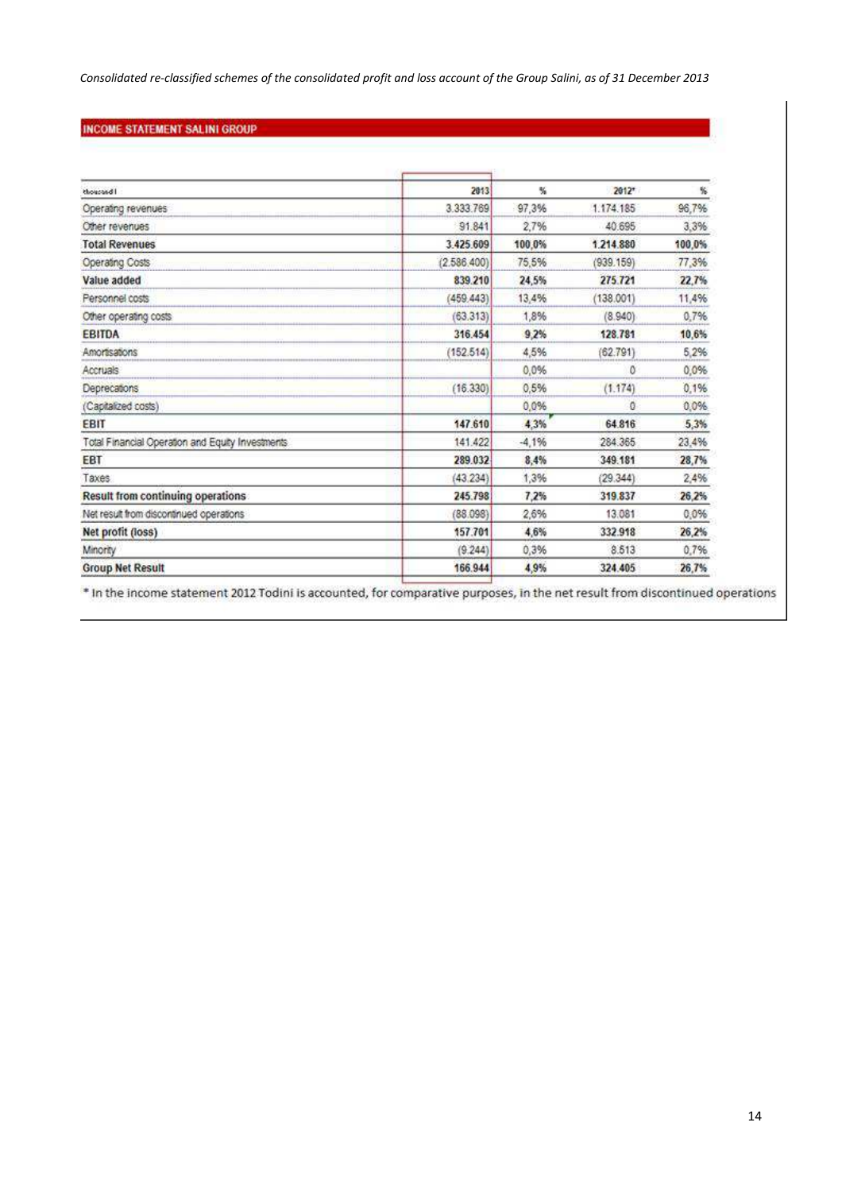*Consolidated re-classified schemes of the consolidated profit and loss account of the Group Salini, as of 31 December 2013*

**INCOME STATEMENT SALINI GROUP**

| thousand l | 2013 | % | 2012* | % |
|---|---|---|---|---|
| Operating revenues | 3.333.769 | 97,3% | 1.174.185 | 96,7% |
| Other revenues | 91.841 | 2,7% | 40.695 | 3,3% |
| **Total Revenues** | **3.425.609** | **100,0%** | **1.214.880** | **100,0%** |
| Operating Costs | (2.586.400) | 75,5% | (939.159) | 77,3% |
| **Value added** | **839.210** | **24,5%** | **275.721** | **22,7%** |
| Personnel costs | (459.443) | 13,4% | (138.001) | 11,4% |
| Other operating costs | (63.313) | 1,8% | (8.940) | 0,7% |
| **EBITDA** | **316.454** | **9,2%** | **128.781** | **10,6%** |
| Amortisations | (152.514) | 4,5% | (62.791) | 5,2% |
| Accruals | | 0,0% | 0 | 0,0% |
| Deprecations | (16.330) | 0,5% | (1.174) | 0,1% |
| (Capitalized costs) | | 0,0% | 0 | 0,0% |
| **EBIT** | **147.610** | **4,3%** | **64.816** | **5,3%** |
| Total Financial Operation and Equity Investments | 141.422 | -4,1% | 284.365 | 23,4% |
| **EBT** | **289.032** | **8,4%** | **349.181** | **28,7%** |
| Taxes | (43.234) | 1,3% | (29.344) | 2,4% |
| **Result from continuing operations** | **245.798** | **7,2%** | **319.837** | **26,2%** |
| Net result from discontinued operations | (88.098) | 2,6% | 13.081 | 0,0% |
| **Net profit (loss)** | **157.701** | **4,6%** | **332.918** | **26,2%** |
| Minority | (9.244) | 0,3% | 8.513 | 0,7% |
| **Group Net Result** | **166.944** | **4,9%** | **324.405** | **26,7%** |

\* In the income statement 2012 Todini is accounted, for comparative purposes, in the net result from discontinued operations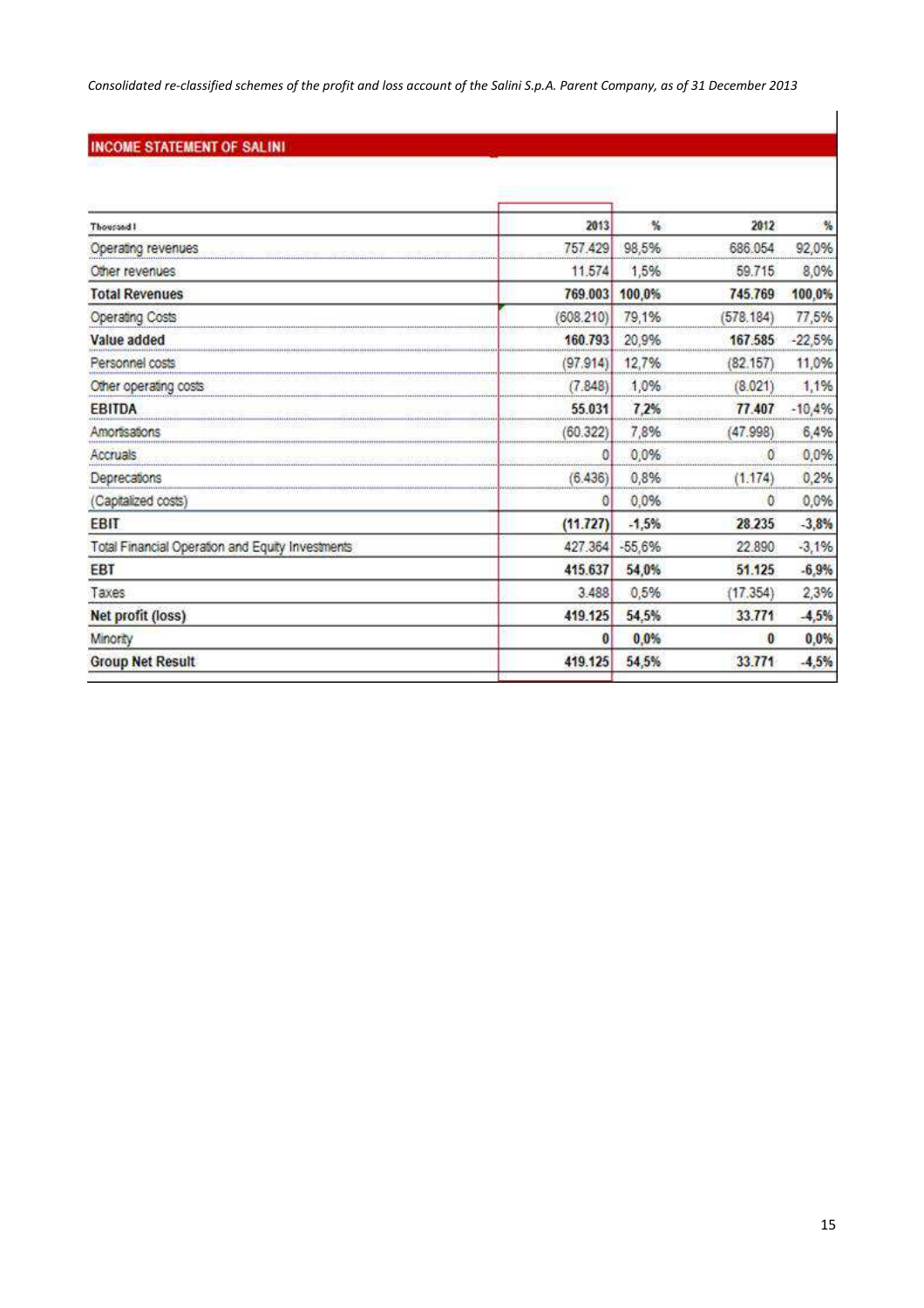*Consolidated re-classified schemes of the profit and loss account of the Salini S.p.A. Parent Company, as of 31 December 2013*

## INCOME STATEMENT OF SALINI

| Thousand I | 2013 | % | 2012 | % |
|---|---|---|---|---|
| Operating revenues | 757.429 | 98,5% | 686.054 | 92,0% |
| Other revenues | 11.574 | 1,5% | 59.715 | 8,0% |
| **Total Revenues** | **769.003** | **100,0%** | **745.769** | **100,0%** |
| Operating Costs | (608.210) | 79,1% | (578.184) | 77,5% |
| **Value added** | **160.793** | 20,9% | **167.585** | -22,5% |
| Personnel costs | (97.914) | 12,7% | (82.157) | 11,0% |
| Other operating costs | (7.848) | 1,0% | (8.021) | 1,1% |
| **EBITDA** | **55.031** | **7,2%** | **77.407** | -10,4% |
| Amortisations | (60.322) | 7,8% | (47.998) | 6,4% |
| Accruals | 0 | 0,0% | 0 | 0,0% |
| Deprecations | (6.436) | 0,8% | (1.174) | 0,2% |
| (Capitalized costs) | 0 | 0,0% | 0 | 0,0% |
| **EBIT** | **(11.727)** | **-1,5%** | **28.235** | **-3,8%** |
| Total Financial Operation and Equity Investments | 427.364 | -55,6% | 22.890 | -3,1% |
| **EBT** | **415.637** | **54,0%** | **51.125** | **-6,9%** |
| Taxes | 3.488 | 0,5% | (17.354) | 2,3% |
| **Net profit (loss)** | **419.125** | **54,5%** | **33.771** | **-4,5%** |
| Minority | **0** | **0,0%** | **0** | **0,0%** |
| **Group Net Result** | **419.125** | **54,5%** | **33.771** | **-4,5%** |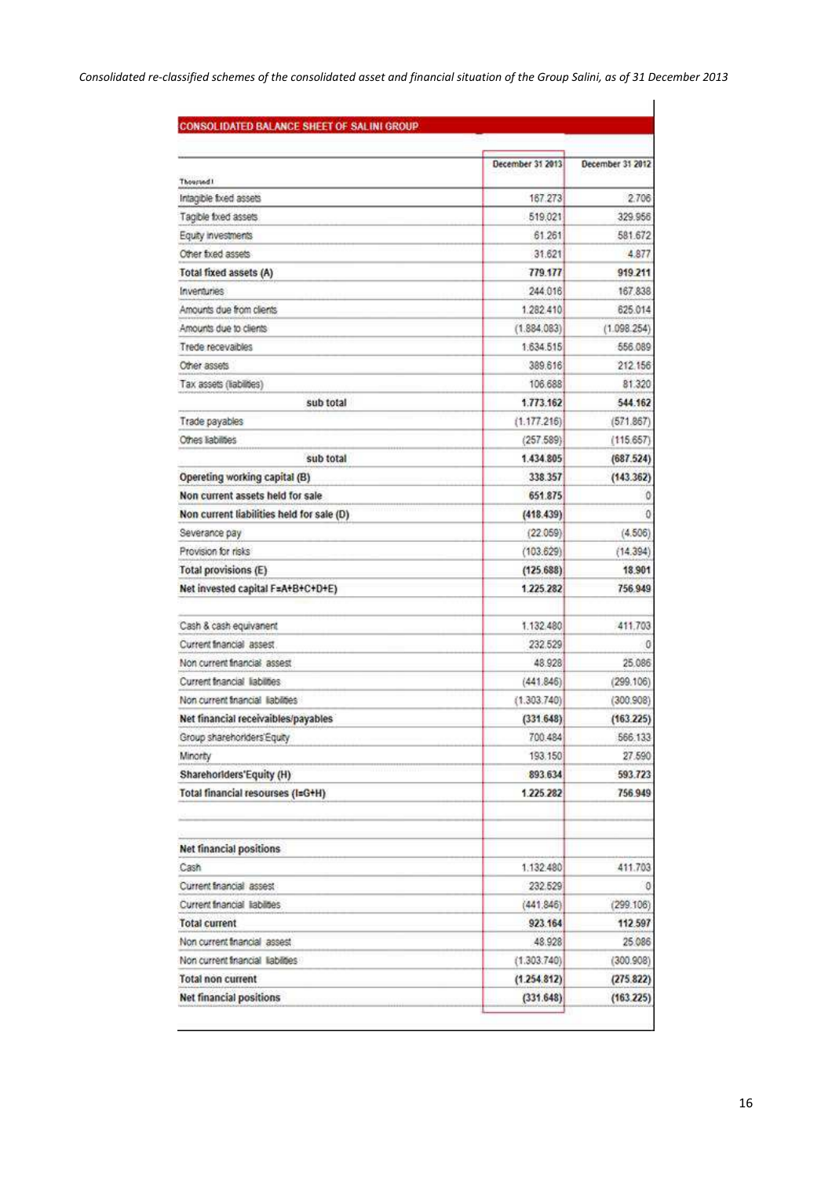*Consolidated re-classified schemes of the consolidated asset and financial situation of the Group Salini, as of 31 December 2013*

**CONSOLIDATED BALANCE SHEET OF SALINI GROUP**

| Thousand | December 31 2013 | December 31 2012 |
|---|---|---|
| Intagible fixed assets | 167.273 | 2.706 |
| Tagible fixed assets | 519.021 | 329.956 |
| Equity investments | 61.261 | 581.672 |
| Other fixed assets | 31.621 | 4.877 |
| **Total fixed assets (A)** | **779.177** | **919.211** |
| Inventuries | 244.016 | 167.838 |
| Amounts due from clients | 1.282.410 | 625.014 |
| Amounts due to clients | (1.884.083) | (1.098.254) |
| Trede recevaibles | 1.634.515 | 556.089 |
| Other assets | 389.616 | 212.156 |
| Tax assets (liabilities) | 106.688 | 81.320 |
| **sub total** | **1.773.162** | **544.162** |
| Trade payables | (1.177.216) | (571.867) |
| Othes liabilities | (257.589) | (115.657) |
| **sub total** | **1.434.805** | **(687.524)** |
| **Opereting working capital (B)** | **338.357** | **(143.362)** |
| **Non current assets held for sale** | **651.875** | 0 |
| **Non current liabilities held for sale (D)** | **(418.439)** | 0 |
| Severance pay | (22.059) | (4.506) |
| Provision for risks | (103.629) | (14.394) |
| **Total provisions (E)** | **(125.688)** | **18.901** |
| **Net invested capital F=A+B+C+D+E)** | **1.225.282** | **756.949** |
| | | |
| Cash & cash equivanent | 1.132.480 | 411.703 |
| Current financial assest | 232.529 | 0 |
| Non current financial assest | 48.928 | 25.086 |
| Current financial liabilities | (441.846) | (299.106) |
| Non current financial liabilities | (1.303.740) | (300.908) |
| **Net financial receivaibles/payables** | **(331.648)** | **(163.225)** |
| Group sharehoriders'Equity | 700.484 | 566.133 |
| Minority | 193.150 | 27.590 |
| **Sharehorlders'Equity (H)** | **893.634** | **593.723** |
| **Total financial resourses (I=G+H)** | **1.225.282** | **756.949** |
| | | |
| **Net financial positions** | | |
| Cash | 1.132.480 | 411.703 |
| Current financial assest | 232.529 | 0 |
| Current financial liabilites | (441.846) | (299.106) |
| **Total current** | **923.164** | **112.597** |
| Non current financial assest | 48.928 | 25.086 |
| Non current financial liabilites | (1.303.740) | (300.908) |
| **Total non current** | **(1.254.812)** | **(275.822)** |
| **Net financial positions** | **(331.648)** | **(163.225)** |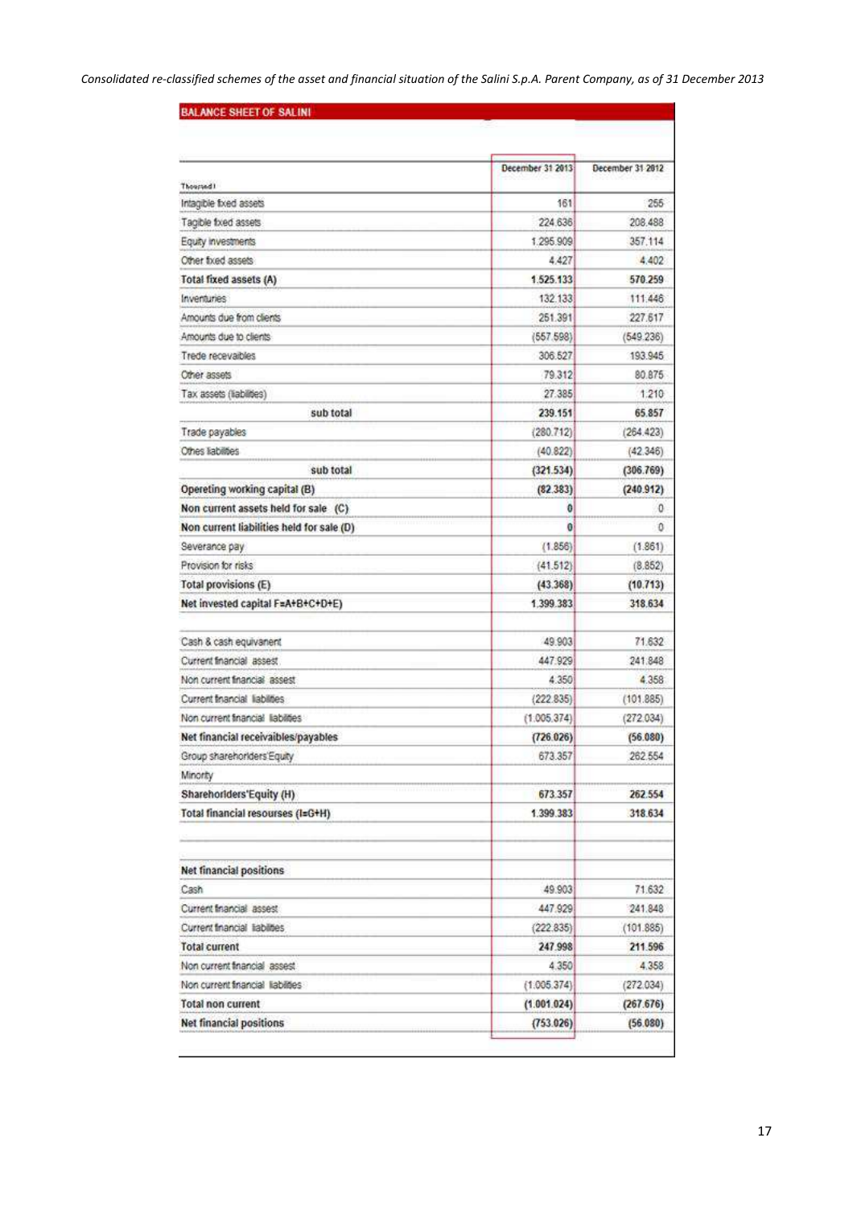*Consolidated re-classified schemes of the asset and financial situation of the Salini S.p.A. Parent Company, as of 31 December 2013*

**BALANCE SHEET OF SALINI**

| Thousand | December 31 2013 | December 31 2012 |
|---|---|---|
| Intagible fixed assets | 161 | 255 |
| Tagible fixed assets | 224.636 | 208.488 |
| Equity investments | 1.295.909 | 357.114 |
| Other fixed assets | 4.427 | 4.402 |
| **Total fixed assets (A)** | **1.525.133** | **570.259** |
| Inventuries | 132.133 | 111.446 |
| Amounts due from clients | 251.391 | 227.617 |
| Amounts due to clients | (557.598) | (549.236) |
| Trede recevaibles | 306.527 | 193.945 |
| Other assets | 79.312 | 80.875 |
| Tax assets (liabilities) | 27.385 | 1.210 |
| **sub total** | **239.151** | **65.857** |
| Trade payables | (280.712) | (264.423) |
| Othes liabilities | (40.822) | (42.346) |
| **sub total** | **(321.534)** | **(306.769)** |
| **Opereting working capital (B)** | **(82.383)** | **(240.912)** |
| **Non current assets held for sale (C)** | **0** | 0 |
| **Non current liabilities held for sale (D)** | **0** | 0 |
| Severance pay | (1.856) | (1.861) |
| Provision for risks | (41.512) | (8.852) |
| **Total provisions (E)** | **(43.368)** | **(10.713)** |
| **Net invested capital F=A+B+C+D+E)** | **1.399.383** | **318.634** |
| | | |
| Cash & cash equivanent | 49.903 | 71.632 |
| Current financial assest | 447.929 | 241.848 |
| Non current financial assest | 4.350 | 4.358 |
| Current financial liabilities | (222.835) | (101.885) |
| Non current financial liabilities | (1.005.374) | (272.034) |
| **Net financial receivaibles/payables** | **(726.026)** | **(56.080)** |
| Group sharehorlders'Equity | 673.357 | 262.554 |
| Minority | | |
| **Sharehorlders'Equity (H)** | **673.357** | **262.554** |
| **Total financial resourses (I=G+H)** | **1.399.383** | **318.634** |
| | | |
| **Net financial positions** | | |
| Cash | 49.903 | 71.632 |
| Current financial assest | 447.929 | 241.848 |
| Current financial liabilities | (222.835) | (101.885) |
| **Total current** | **247.998** | **211.596** |
| Non current financial assest | 4.350 | 4.358 |
| Non current financial liabilities | (1.005.374) | (272.034) |
| **Total non current** | **(1.001.024)** | **(267.676)** |
| **Net financial positions** | **(753.026)** | **(56.080)** |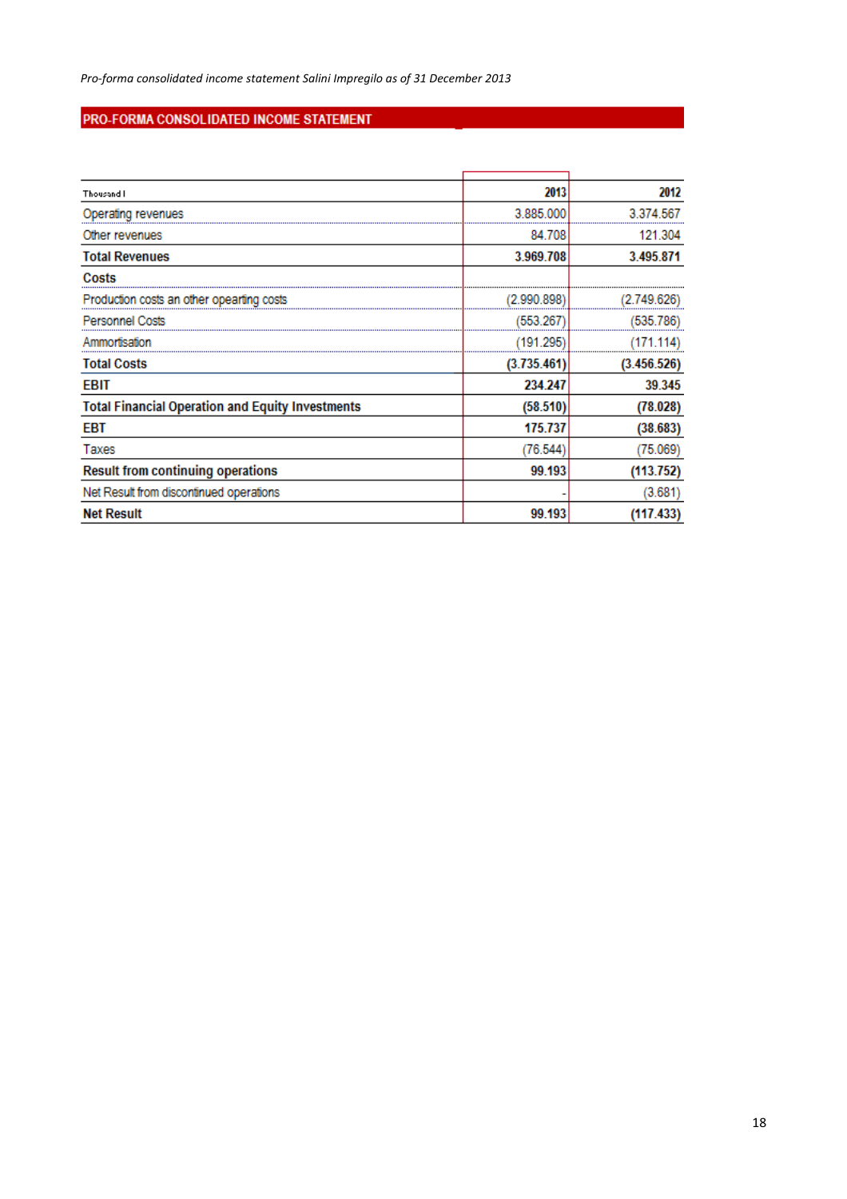*Pro-forma consolidated income statement Salini Impregilo as of 31 December 2013*

## PRO-FORMA CONSOLIDATED INCOME STATEMENT

| Thousand I | 2013 | 2012 |
|---|---|---|
| Operating revenues | 3.885.000 | 3.374.567 |
| Other revenues | 84.708 | 121.304 |
| **Total Revenues** | **3.969.708** | **3.495.871** |
| **Costs** | | |
| Production costs an other opearting costs | (2.990.898) | (2.749.626) |
| Personnel Costs | (553.267) | (535.786) |
| Ammortisation | (191.295) | (171.114) |
| **Total Costs** | **(3.735.461)** | **(3.456.526)** |
| **EBIT** | **234.247** | **39.345** |
| **Total Financial Operation and Equity Investments** | **(58.510)** | **(78.028)** |
| **EBT** | **175.737** | **(38.683)** |
| Taxes | (76.544) | (75.069) |
| **Result from continuing operations** | **99.193** | **(113.752)** |
| Net Result from discontinued operations | - | (3.681) |
| **Net Result** | **99.193** | **(117.433)** |